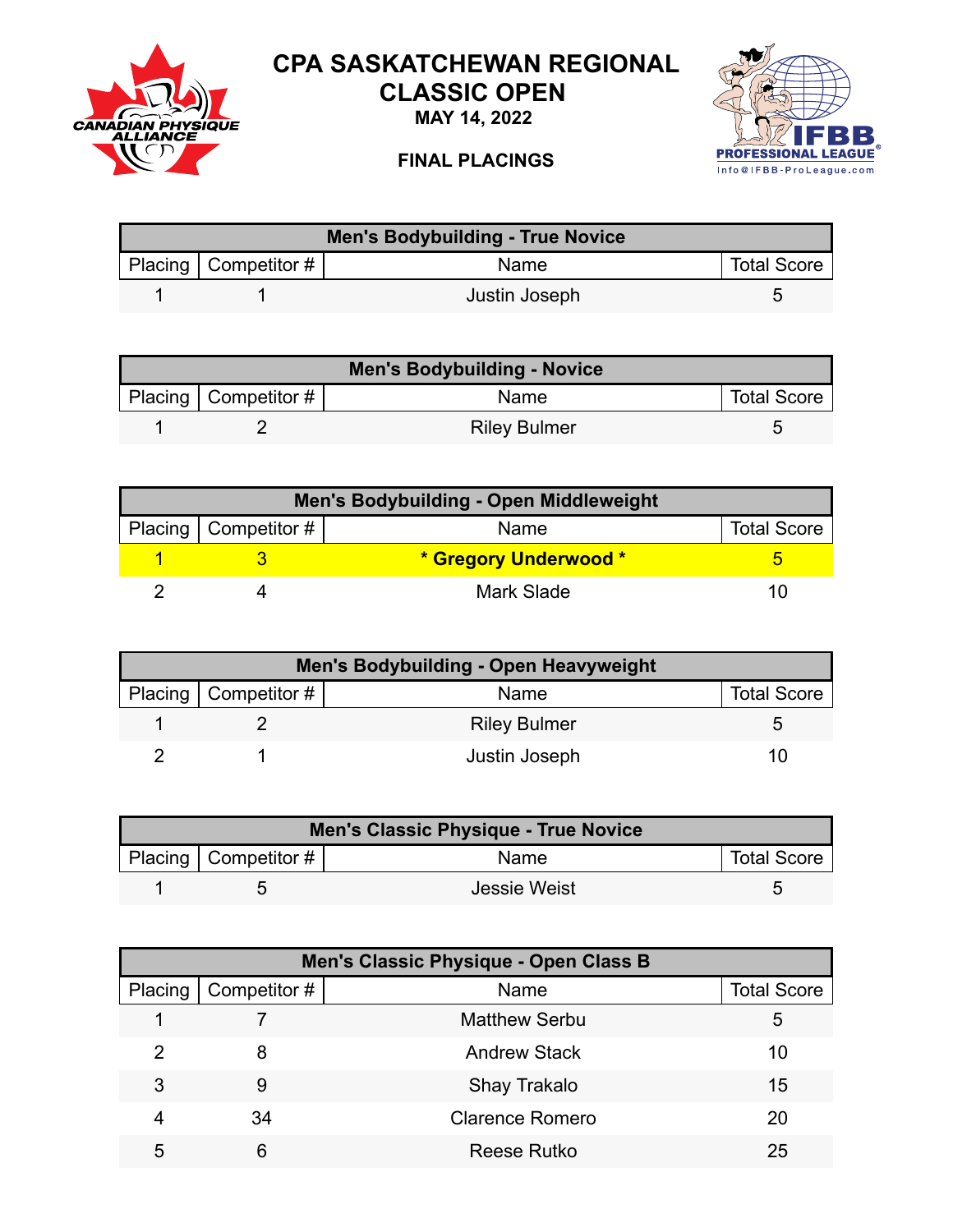# CPA SASKATCHEWAN REGIONAL CLASSIC OPEN

**MAY 14, 2022**

**FINAL PLACINGS**

| Men's Bodybuilding - True Novice | | | |
|---|---|---|---|
| Placing | Competitor # | Name | Total Score |
| 1 | 1 | Justin Joseph | 5 |

| Men's Bodybuilding - Novice | | | |
|---|---|---|---|
| Placing | Competitor # | Name | Total Score |
| 1 | 2 | Riley Bulmer | 5 |

| Men's Bodybuilding - Open Middleweight | | | |
|---|---|---|---|
| Placing | Competitor # | Name | Total Score |
| **1** | **3** | **\* Gregory Underwood \*** | **5** |
| 2 | 4 | Mark Slade | 10 |

| Men's Bodybuilding - Open Heavyweight | | | |
|---|---|---|---|
| Placing | Competitor # | Name | Total Score |
| 1 | 2 | Riley Bulmer | 5 |
| 2 | 1 | Justin Joseph | 10 |

| Men's Classic Physique - True Novice | | | |
|---|---|---|---|
| Placing | Competitor # | Name | Total Score |
| 1 | 5 | Jessie Weist | 5 |

| Men's Classic Physique - Open Class B | | | |
|---|---|---|---|
| Placing | Competitor # | Name | Total Score |
| 1 | 7 | Matthew Serbu | 5 |
| 2 | 8 | Andrew Stack | 10 |
| 3 | 9 | Shay Trakalo | 15 |
| 4 | 34 | Clarence Romero | 20 |
| 5 | 6 | Reese Rutko | 25 |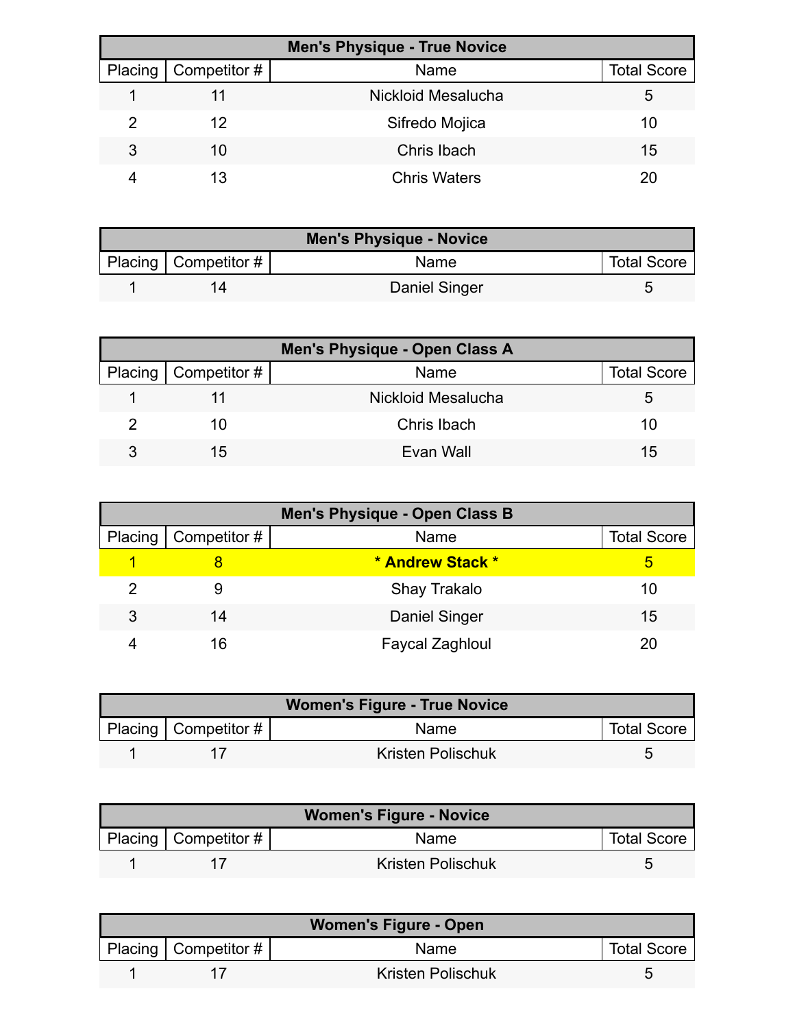| Men's Physique - True Novice | | | |
|---|---|---|---|
| Placing | Competitor # | Name | Total Score |
| 1 | 11 | Nickloid Mesalucha | 5 |
| 2 | 12 | Sifredo Mojica | 10 |
| 3 | 10 | Chris Ibach | 15 |
| 4 | 13 | Chris Waters | 20 |

| Men's Physique - Novice | | | |
|---|---|---|---|
| Placing | Competitor # | Name | Total Score |
| 1 | 14 | Daniel Singer | 5 |

| Men's Physique - Open Class A | | | |
|---|---|---|---|
| Placing | Competitor # | Name | Total Score |
| 1 | 11 | Nickloid Mesalucha | 5 |
| 2 | 10 | Chris Ibach | 10 |
| 3 | 15 | Evan Wall | 15 |

| Men's Physique - Open Class B | | | |
|---|---|---|---|
| Placing | Competitor # | Name | Total Score |
| **1** | **8** | *** Andrew Stack *** | **5** |
| 2 | 9 | Shay Trakalo | 10 |
| 3 | 14 | Daniel Singer | 15 |
| 4 | 16 | Faycal Zaghloul | 20 |

| Women's Figure - True Novice | | | |
|---|---|---|---|
| Placing | Competitor # | Name | Total Score |
| 1 | 17 | Kristen Polischuk | 5 |

| Women's Figure - Novice | | | |
|---|---|---|---|
| Placing | Competitor # | Name | Total Score |
| 1 | 17 | Kristen Polischuk | 5 |

| Women's Figure - Open | | | |
|---|---|---|---|
| Placing | Competitor # | Name | Total Score |
| 1 | 17 | Kristen Polischuk | 5 |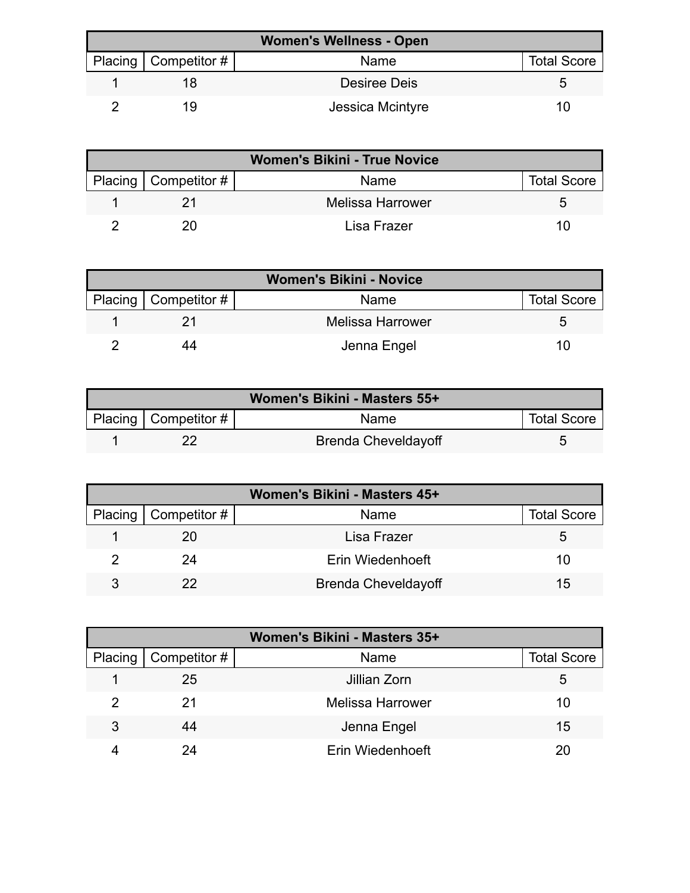| Women's Wellness - Open | | | |
|---|---|---|---|
| Placing | Competitor # | Name | Total Score |
| 1 | 18 | Desiree Deis | 5 |
| 2 | 19 | Jessica Mcintyre | 10 |

| Women's Bikini - True Novice | | | |
|---|---|---|---|
| Placing | Competitor # | Name | Total Score |
| 1 | 21 | Melissa Harrower | 5 |
| 2 | 20 | Lisa Frazer | 10 |

| Women's Bikini - Novice | | | |
|---|---|---|---|
| Placing | Competitor # | Name | Total Score |
| 1 | 21 | Melissa Harrower | 5 |
| 2 | 44 | Jenna Engel | 10 |

| Women's Bikini - Masters 55+ | | | |
|---|---|---|---|
| Placing | Competitor # | Name | Total Score |
| 1 | 22 | Brenda Cheveldayoff | 5 |

| Women's Bikini - Masters 45+ | | | |
|---|---|---|---|
| Placing | Competitor # | Name | Total Score |
| 1 | 20 | Lisa Frazer | 5 |
| 2 | 24 | Erin Wiedenhoeft | 10 |
| 3 | 22 | Brenda Cheveldayoff | 15 |

| Women's Bikini - Masters 35+ | | | |
|---|---|---|---|
| Placing | Competitor # | Name | Total Score |
| 1 | 25 | Jillian Zorn | 5 |
| 2 | 21 | Melissa Harrower | 10 |
| 3 | 44 | Jenna Engel | 15 |
| 4 | 24 | Erin Wiedenhoeft | 20 |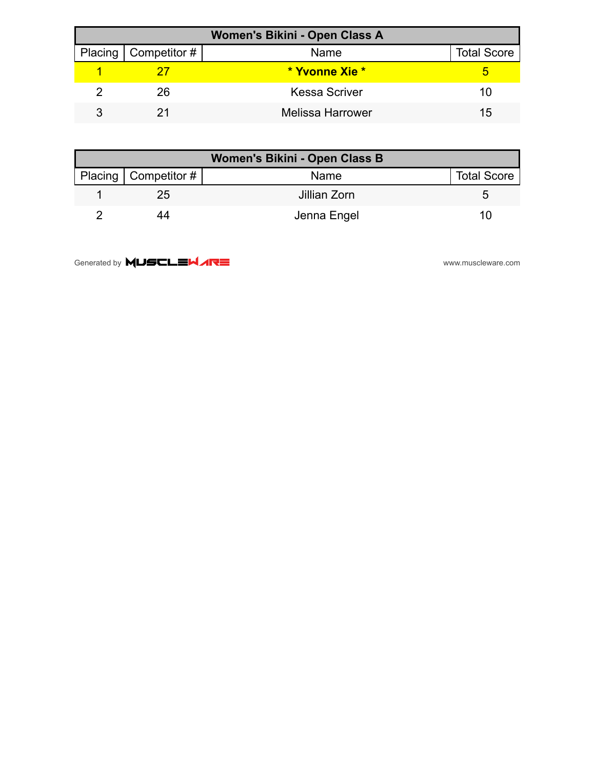| Women's Bikini - Open Class A | | | |
| --- | --- | --- | --- |
| Placing | Competitor # | Name | Total Score |
| 1 | 27 | **\* Yvonne Xie \*** | 5 |
| 2 | 26 | Kessa Scriver | 10 |
| 3 | 21 | Melissa Harrower | 15 |

| Women's Bikini - Open Class B | | | |
| --- | --- | --- | --- |
| Placing | Competitor # | Name | Total Score |
| 1 | 25 | Jillian Zorn | 5 |
| 2 | 44 | Jenna Engel | 10 |

Generated by MUSCLEWARE www.muscleware.com